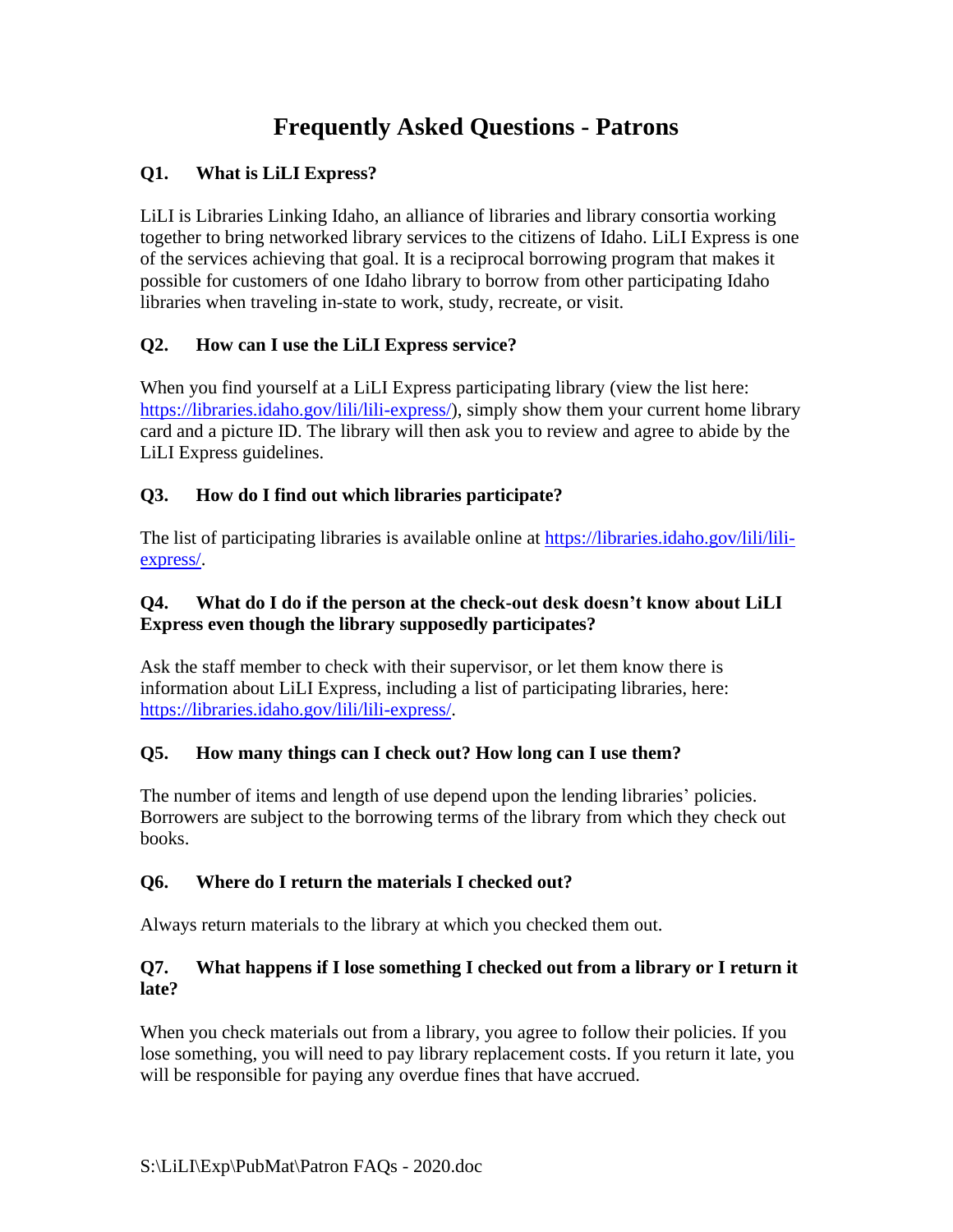# Frequently Asked Questions - Patrons

### Q1. What is LiLI Express?

LiLI is Libraries Linking Idaho, an alliance of libraries and library consortia working together to bring networked library services to the citizens of Idaho. LiLI Express is one of the services achieving that goal. It is a reciprocal borrowing program that makes it possible for customers of one Idaho library to borrow from other participating Idaho libraries when traveling in-state to work, study, recreate, or visit.

### Q2. How can I use the LiLI Express service?

When you find yourself at a LiLI Express participating library (view the list here: https://libraries.idaho.gov/lili/lili-express/), simply show them your current home library card and a picture ID. The library will then ask you to review and agree to abide by the LiLI Express guidelines.

### Q3. How do I find out which libraries participate?

The list of participating libraries is available online at https://libraries.idaho.gov/lili/lili-express/.

### Q4. What do I do if the person at the check-out desk doesn't know about LiLI Express even though the library supposedly participates?

Ask the staff member to check with their supervisor, or let them know there is information about LiLI Express, including a list of participating libraries, here: https://libraries.idaho.gov/lili/lili-express/.

### Q5. How many things can I check out? How long can I use them?

The number of items and length of use depend upon the lending libraries' policies. Borrowers are subject to the borrowing terms of the library from which they check out books.

### Q6. Where do I return the materials I checked out?

Always return materials to the library at which you checked them out.

### Q7. What happens if I lose something I checked out from a library or I return it late?

When you check materials out from a library, you agree to follow their policies. If you lose something, you will need to pay library replacement costs. If you return it late, you will be responsible for paying any overdue fines that have accrued.

S:\LiLI\Exp\PubMat\Patron FAQs - 2020.doc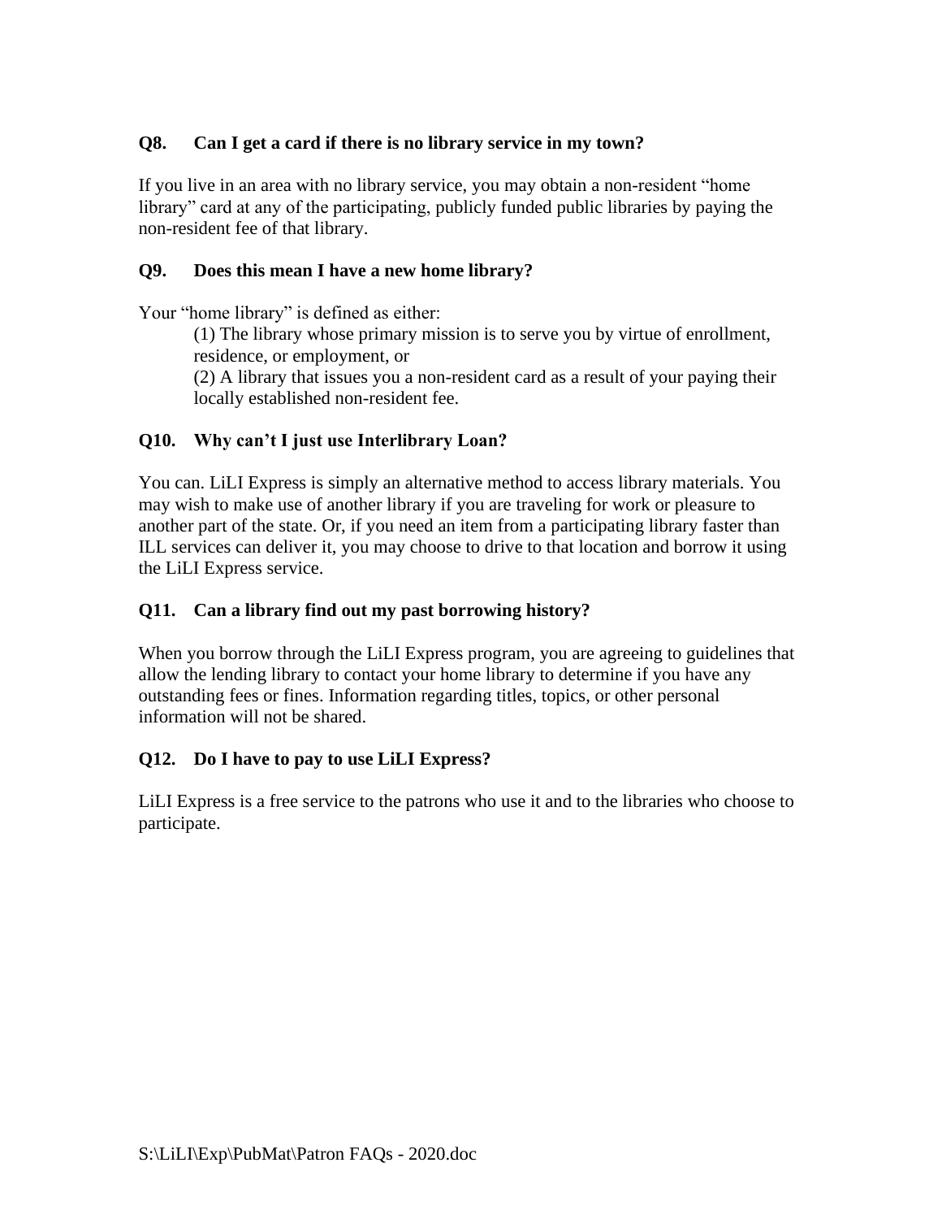**Q8. Can I get a card if there is no library service in my town?**

If you live in an area with no library service, you may obtain a non-resident "home library" card at any of the participating, publicly funded public libraries by paying the non-resident fee of that library.

**Q9. Does this mean I have a new home library?**

Your "home library" is defined as either:

> (1) The library whose primary mission is to serve you by virtue of enrollment, residence, or employment, or
>
> (2) A library that issues you a non-resident card as a result of your paying their locally established non-resident fee.

**Q10. Why can't I just use Interlibrary Loan?**

You can. LiLI Express is simply an alternative method to access library materials. You may wish to make use of another library if you are traveling for work or pleasure to another part of the state. Or, if you need an item from a participating library faster than ILL services can deliver it, you may choose to drive to that location and borrow it using the LiLI Express service.

**Q11. Can a library find out my past borrowing history?**

When you borrow through the LiLI Express program, you are agreeing to guidelines that allow the lending library to contact your home library to determine if you have any outstanding fees or fines. Information regarding titles, topics, or other personal information will not be shared.

**Q12. Do I have to pay to use LiLI Express?**

LiLI Express is a free service to the patrons who use it and to the libraries who choose to participate.

S:\LiLI\Exp\PubMat\Patron FAQs - 2020.doc